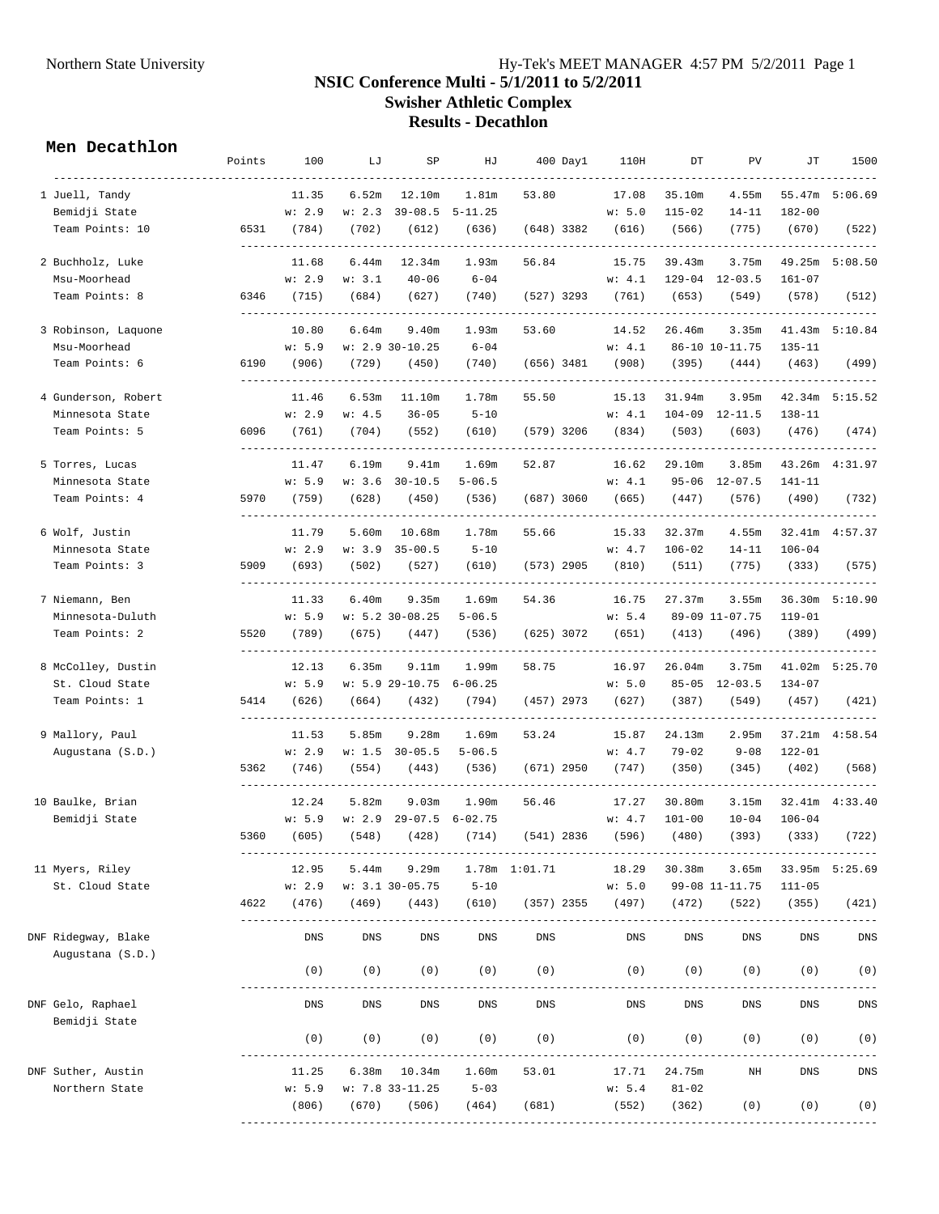Northern State University

# NSIC Conference Multi - 5/1/2011 to 5/2/2011

## Swisher Athletic Complex

## Results - Decathlon

### Men Decathlon

| | Points | 100 | LJ | SP | HJ | 400 | Day1 | 110H | DT | PV | JT | 1500 |
|---|---|---|---|---|---|---|---|---|---|---|---|---|
| 1 Juell, Tandy | | 11.35 | 6.52m | 12.10m | 1.81m | 53.80 | | 17.08 | 35.10m | 4.55m | 55.47m | 5:06.69 |
| Bemidji State | | w: 2.9 | w: 2.3 | 39-08.5 | 5-11.25 | | | w: 5.0 | 115-02 | 14-11 | 182-00 | |
| Team Points: 10 | 6531 | (784) | (702) | (612) | (636) | (648) | 3382 | (616) | (566) | (775) | (670) | (522) |
| 2 Buchholz, Luke | | 11.68 | 6.44m | 12.34m | 1.93m | 56.84 | | 15.75 | 39.43m | 3.75m | 49.25m | 5:08.50 |
| Msu-Moorhead | | w: 2.9 | w: 3.1 | 40-06 | 6-04 | | | w: 4.1 | 129-04 | 12-03.5 | 161-07 | |
| Team Points: 8 | 6346 | (715) | (684) | (627) | (740) | (527) | 3293 | (761) | (653) | (549) | (578) | (512) |
| 3 Robinson, Laquone | | 10.80 | 6.64m | 9.40m | 1.93m | 53.60 | | 14.52 | 26.46m | 3.35m | 41.43m | 5:10.84 |
| Msu-Moorhead | | w: 5.9 | w: 2.9 | 30-10.25 | 6-04 | | | w: 4.1 | 86-10 | 10-11.75 | 135-11 | |
| Team Points: 6 | 6190 | (906) | (729) | (450) | (740) | (656) | 3481 | (908) | (395) | (444) | (463) | (499) |
| 4 Gunderson, Robert | | 11.46 | 6.53m | 11.10m | 1.78m | 55.50 | | 15.13 | 31.94m | 3.95m | 42.34m | 5:15.52 |
| Minnesota State | | w: 2.9 | w: 4.5 | 36-05 | 5-10 | | | w: 4.1 | 104-09 | 12-11.5 | 138-11 | |
| Team Points: 5 | 6096 | (761) | (704) | (552) | (610) | (579) | 3206 | (834) | (503) | (603) | (476) | (474) |
| 5 Torres, Lucas | | 11.47 | 6.19m | 9.41m | 1.69m | 52.87 | | 16.62 | 29.10m | 3.85m | 43.26m | 4:31.97 |
| Minnesota State | | w: 5.9 | w: 3.6 | 30-10.5 | 5-06.5 | | | w: 4.1 | 95-06 | 12-07.5 | 141-11 | |
| Team Points: 4 | 5970 | (759) | (628) | (450) | (536) | (687) | 3060 | (665) | (447) | (576) | (490) | (732) |
| 6 Wolf, Justin | | 11.79 | 5.60m | 10.68m | 1.78m | 55.66 | | 15.33 | 32.37m | 4.55m | 32.41m | 4:57.37 |
| Minnesota State | | w: 2.9 | w: 3.9 | 35-00.5 | 5-10 | | | w: 4.7 | 106-02 | 14-11 | 106-04 | |
| Team Points: 3 | 5909 | (693) | (502) | (527) | (610) | (573) | 2905 | (810) | (511) | (775) | (333) | (575) |
| 7 Niemann, Ben | | 11.33 | 6.40m | 9.35m | 1.69m | 54.36 | | 16.75 | 27.37m | 3.55m | 36.30m | 5:10.90 |
| Minnesota-Duluth | | w: 5.9 | w: 5.2 | 30-08.25 | 5-06.5 | | | w: 5.4 | 89-09 | 11-07.75 | 119-01 | |
| Team Points: 2 | 5520 | (789) | (675) | (447) | (536) | (625) | 3072 | (651) | (413) | (496) | (389) | (499) |
| 8 McColley, Dustin | | 12.13 | 6.35m | 9.11m | 1.99m | 58.75 | | 16.97 | 26.04m | 3.75m | 41.02m | 5:25.70 |
| St. Cloud State | | w: 5.9 | w: 5.9 | 29-10.75 | 6-06.25 | | | w: 5.0 | 85-05 | 12-03.5 | 134-07 | |
| Team Points: 1 | 5414 | (626) | (664) | (432) | (794) | (457) | 2973 | (627) | (387) | (549) | (457) | (421) |
| 9 Mallory, Paul | | 11.53 | 5.85m | 9.28m | 1.69m | 53.24 | | 15.87 | 24.13m | 2.95m | 37.21m | 4:58.54 |
| Augustana (S.D.) | | w: 2.9 | w: 1.5 | 30-05.5 | 5-06.5 | | | w: 4.7 | 79-02 | 9-08 | 122-01 | |
| | 5362 | (746) | (554) | (443) | (536) | (671) | 2950 | (747) | (350) | (345) | (402) | (568) |
| 10 Baulke, Brian | | 12.24 | 5.82m | 9.03m | 1.90m | 56.46 | | 17.27 | 30.80m | 3.15m | 32.41m | 4:33.40 |
| Bemidji State | | w: 5.9 | w: 2.9 | 29-07.5 | 6-02.75 | | | w: 4.7 | 101-00 | 10-04 | 106-04 | |
| | 5360 | (605) | (548) | (428) | (714) | (541) | 2836 | (596) | (480) | (393) | (333) | (722) |
| 11 Myers, Riley | | 12.95 | 5.44m | 9.29m | 1.78m | 1:01.71 | | 18.29 | 30.38m | 3.65m | 33.95m | 5:25.69 |
| St. Cloud State | | w: 2.9 | w: 3.1 | 30-05.75 | 5-10 | | | w: 5.0 | 99-08 | 11-11.75 | 111-05 | |
| | 4622 | (476) | (469) | (443) | (610) | (357) | 2355 | (497) | (472) | (522) | (355) | (421) |
| DNF Ridegway, Blake | | DNS | DNS | DNS | DNS | DNS | | DNS | DNS | DNS | DNS | DNS |
| Augustana (S.D.) | | | | | | | | | | | | |
| | | (0) | (0) | (0) | (0) | (0) | | (0) | (0) | (0) | (0) | (0) |
| DNF Gelo, Raphael | | DNS | DNS | DNS | DNS | DNS | | DNS | DNS | DNS | DNS | DNS |
| Bemidji State | | | | | | | | | | | | |
| | | (0) | (0) | (0) | (0) | (0) | | (0) | (0) | (0) | (0) | (0) |
| DNF Suther, Austin | | 11.25 | 6.38m | 10.34m | 1.60m | 53.01 | | 17.71 | 24.75m | NH | DNS | DNS |
| Northern State | | w: 5.9 | w: 7.8 | 33-11.25 | 5-03 | | | w: 5.4 | 81-02 | | | |
| | | (806) | (670) | (506) | (464) | (681) | | (552) | (362) | (0) | (0) | (0) |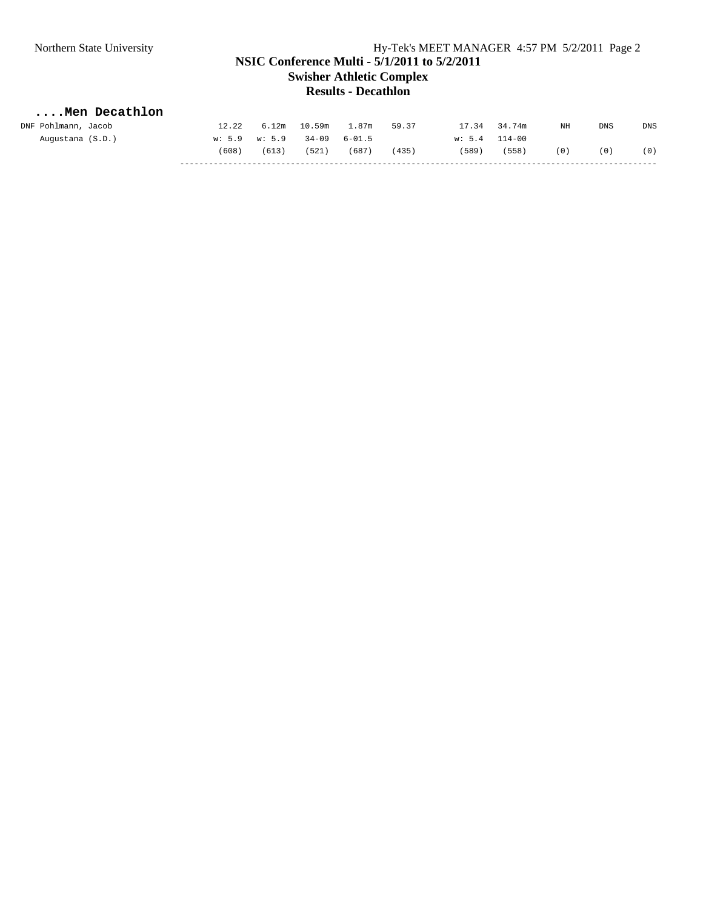## ....Men Decathlon

| | | | | | | | | | | |
|---|---|---|---|---|---|---|---|---|---|---|
| DNF Pohlmann, Jacob | 12.22 | 6.12m | 10.59m | 1.87m | 59.37 | 17.34 | 34.74m | NH | DNS | DNS |
| Augustana (S.D.) | w: 5.9 | w: 5.9 | 34-09 | 6-01.5 | | w: 5.4 | 114-00 | | | |
| | (608) | (613) | (521) | (687) | (435) | (589) | (558) | (0) | (0) | (0) |